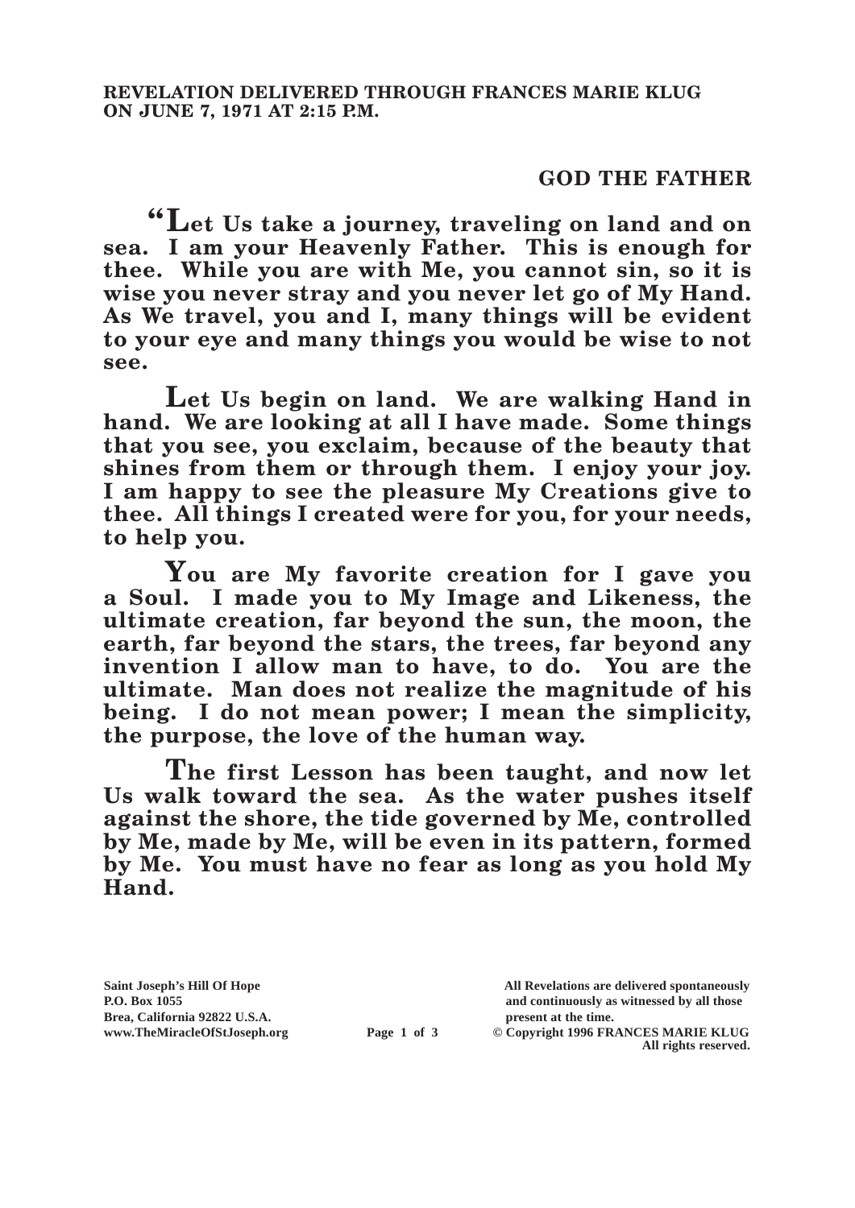**REVELATION DELIVERED THROUGH FRANCES MARIE KLUG ON JUNE 7, 1971 AT 2:15 P.M.**

## GOD THE FATHER

**"Let Us take a journey, traveling on land and on sea. I am your Heavenly Father. This is enough for thee. While you are with Me, you cannot sin, so it is wise you never stray and you never let go of My Hand. As We travel, you and I, many things will be evident to your eye and many things you would be wise to not see.**

**Let Us begin on land. We are walking Hand in hand. We are looking at all I have made. Some things that you see, you exclaim, because of the beauty that shines from them or through them. I enjoy your joy. I am happy to see the pleasure My Creations give to thee. All things I created were for you, for your needs, to help you.**

**You are My favorite creation for I gave you a Soul. I made you to My Image and Likeness, the ultimate creation, far beyond the sun, the moon, the earth, far beyond the stars, the trees, far beyond any invention I allow man to have, to do. You are the ultimate. Man does not realize the magnitude of his being. I do not mean power; I mean the simplicity, the purpose, the love of the human way.**

**The first Lesson has been taught, and now let Us walk toward the sea. As the water pushes itself against the shore, the tide governed by Me, controlled by Me, made by Me, will be even in its pattern, formed by Me. You must have no fear as long as you hold My Hand.**

**Saint Joseph's Hill Of Hope**
**P.O. Box 1055**
**Brea, California 92822 U.S.A.**
**www.TheMiracleOfStJoseph.org**

**All Revelations are delivered spontaneously and continuously as witnessed by all those present at the time.**
**© Copyright 1996 FRANCES MARIE KLUG**
**All rights reserved.**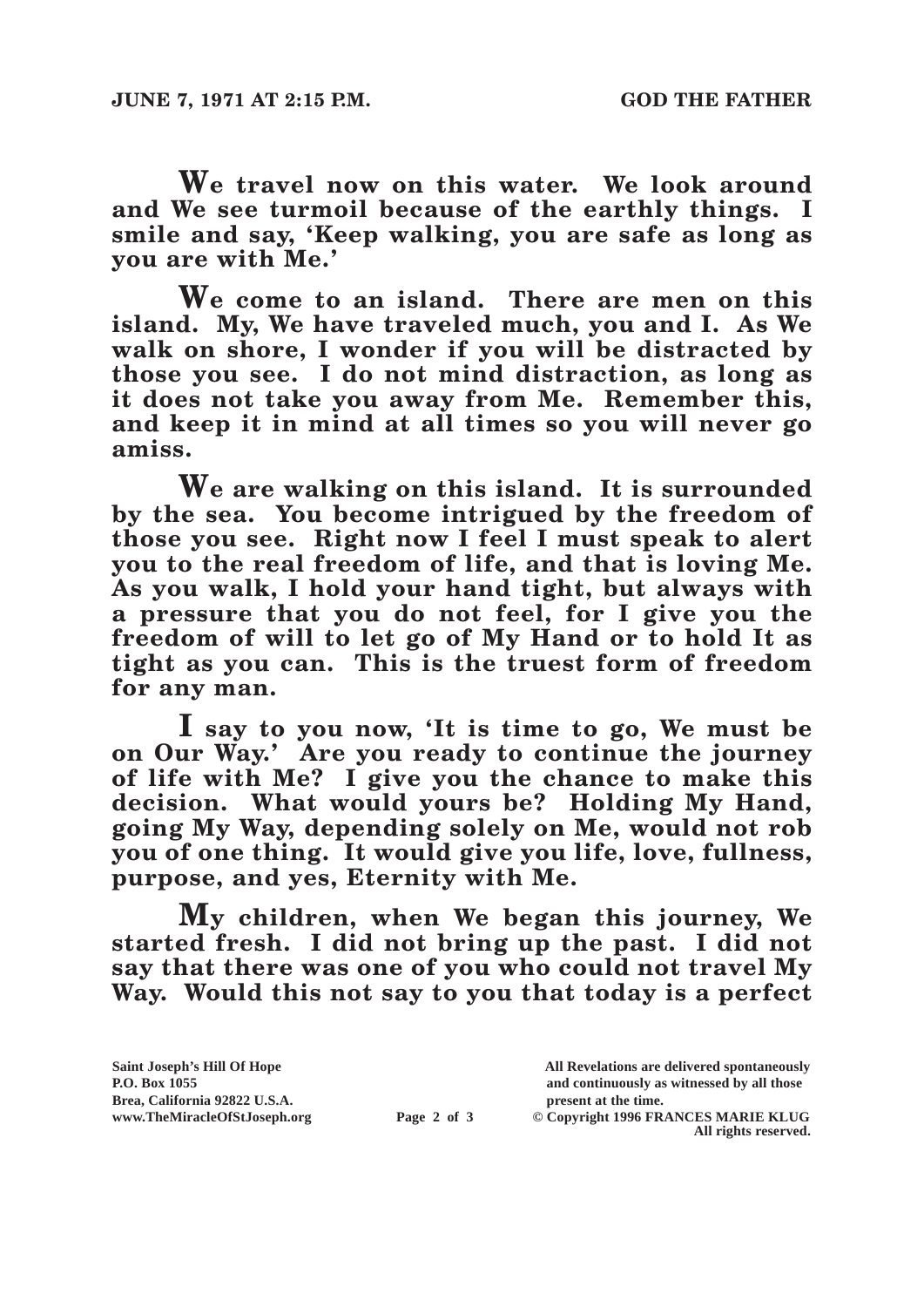**We travel now on this water. We look around and We see turmoil because of the earthly things. I smile and say, 'Keep walking, you are safe as long as you are with Me.'**

**We come to an island. There are men on this island. My, We have traveled much, you and I. As We walk on shore, I wonder if you will be distracted by those you see. I do not mind distraction, as long as it does not take you away from Me. Remember this, and keep it in mind at all times so you will never go amiss.**

**We are walking on this island. It is surrounded by the sea. You become intrigued by the freedom of those you see. Right now I feel I must speak to alert you to the real freedom of life, and that is loving Me. As you walk, I hold your hand tight, but always with a pressure that you do not feel, for I give you the freedom of will to let go of My Hand or to hold It as tight as you can. This is the truest form of freedom for any man.**

**I say to you now, 'It is time to go, We must be on Our Way.' Are you ready to continue the journey of life with Me? I give you the chance to make this decision. What would yours be? Holding My Hand, going My Way, depending solely on Me, would not rob you of one thing. It would give you life, love, fullness, purpose, and yes, Eternity with Me.**

**My children, when We began this journey, We started fresh. I did not bring up the past. I did not say that there was one of you who could not travel My Way. Would this not say to you that today is a perfect**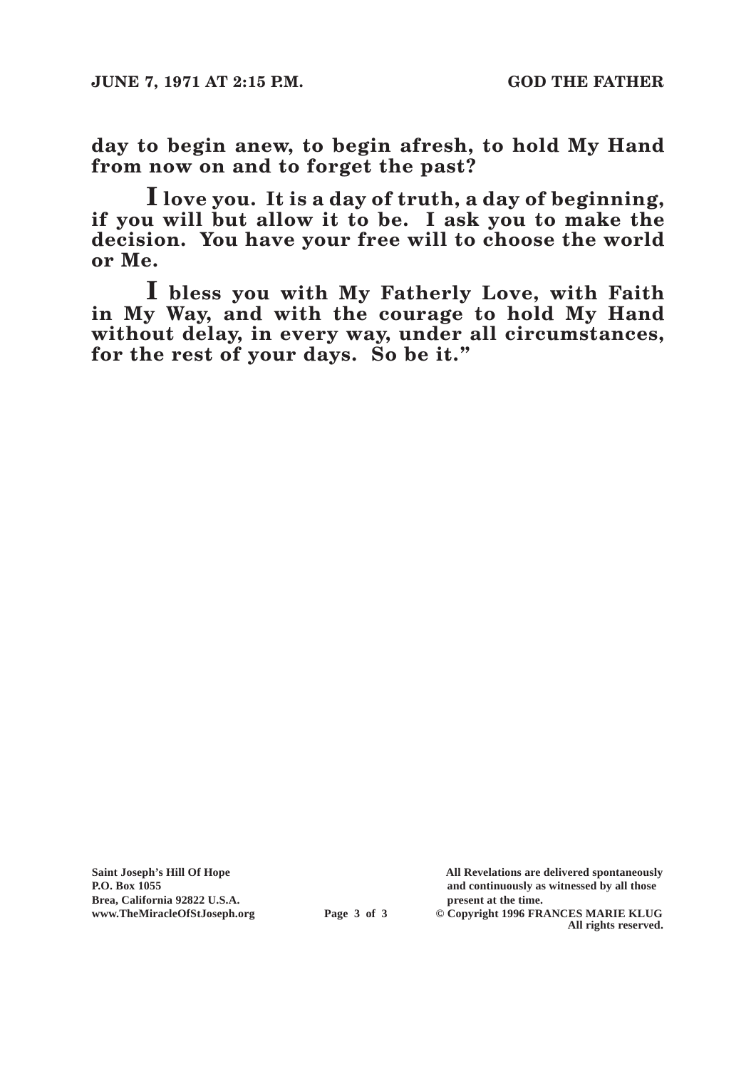**day to begin anew, to begin afresh, to hold My Hand from now on and to forget the past?**

**I love you. It is a day of truth, a day of beginning, if you will but allow it to be. I ask you to make the decision. You have your free will to choose the world or Me.**

**I bless you with My Fatherly Love, with Faith in My Way, and with the courage to hold My Hand without delay, in every way, under all circumstances, for the rest of your days. So be it."**